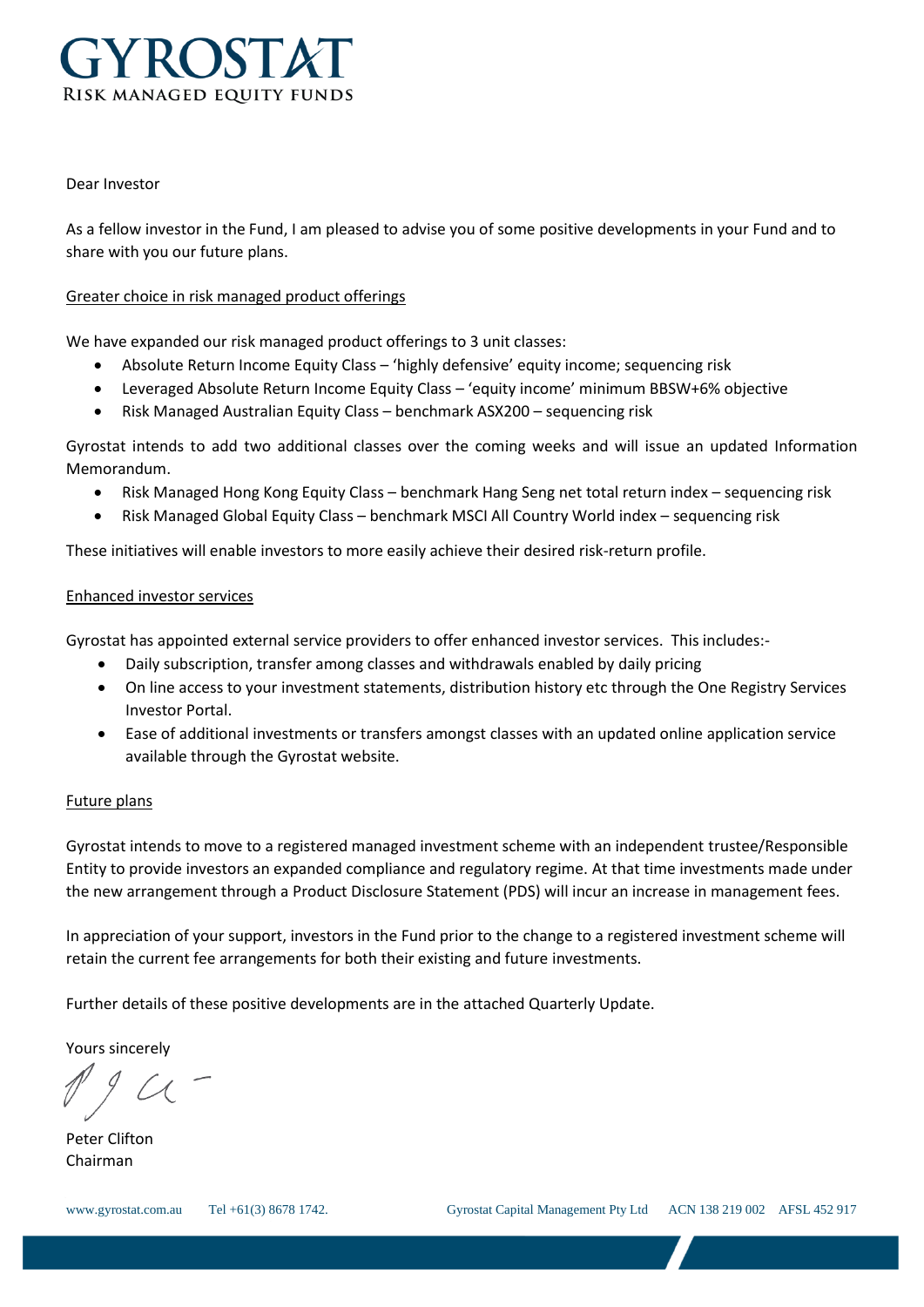# GYROSTAT

**RISK MANAGED EQUITY FUNDS**

Dear Investor

As a fellow investor in the Fund, I am pleased to advise you of some positive developments in your Fund and to share with you our future plans.

## Greater choice in risk managed product offerings

We have expanded our risk managed product offerings to 3 unit classes:

- Absolute Return Income Equity Class – 'highly defensive' equity income; sequencing risk
- Leveraged Absolute Return Income Equity Class – 'equity income' minimum BBSW+6% objective
- Risk Managed Australian Equity Class – benchmark ASX200 – sequencing risk

Gyrostat intends to add two additional classes over the coming weeks and will issue an updated Information Memorandum.

- Risk Managed Hong Kong Equity Class – benchmark Hang Seng net total return index – sequencing risk
- Risk Managed Global Equity Class – benchmark MSCI All Country World index – sequencing risk

These initiatives will enable investors to more easily achieve their desired risk-return profile.

## Enhanced investor services

Gyrostat has appointed external service providers to offer enhanced investor services. This includes:-

- Daily subscription, transfer among classes and withdrawals enabled by daily pricing
- On line access to your investment statements, distribution history etc through the One Registry Services Investor Portal.
- Ease of additional investments or transfers amongst classes with an updated online application service available through the Gyrostat website.

## Future plans

Gyrostat intends to move to a registered managed investment scheme with an independent trustee/Responsible Entity to provide investors an expanded compliance and regulatory regime. At that time investments made under the new arrangement through a Product Disclosure Statement (PDS) will incur an increase in management fees.

In appreciation of your support, investors in the Fund prior to the change to a registered investment scheme will retain the current fee arrangements for both their existing and future investments.

Further details of these positive developments are in the attached Quarterly Update.

Yours sincerely

Peter Clifton
Chairman

www.gyrostat.com.au Tel +61(3) 8678 1742. Gyrostat Capital Management Pty Ltd ACN 138 219 002 AFSL 452 917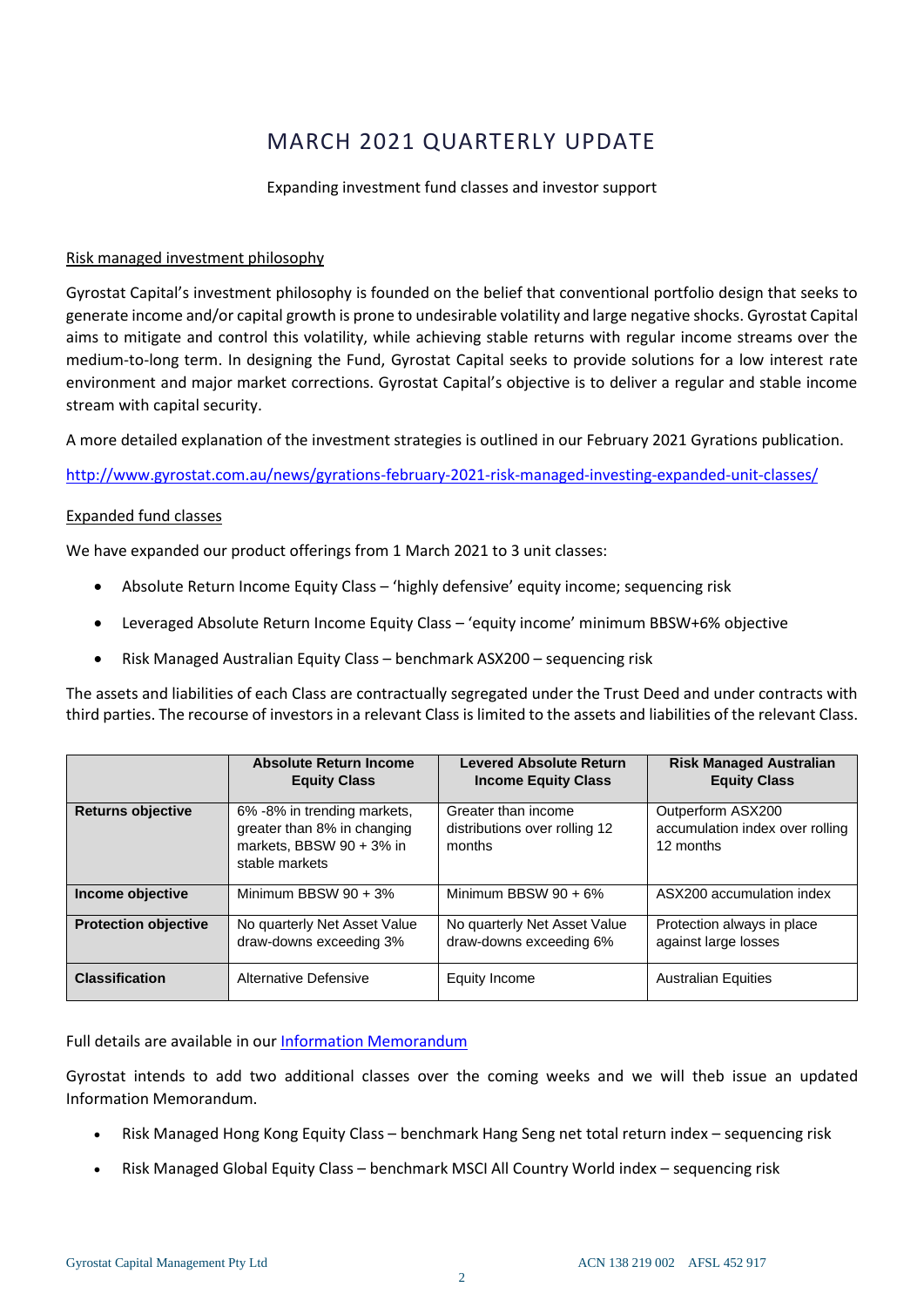# MARCH 2021 QUARTERLY UPDATE

Expanding investment fund classes and investor support

Risk managed investment philosophy

Gyrostat Capital's investment philosophy is founded on the belief that conventional portfolio design that seeks to generate income and/or capital growth is prone to undesirable volatility and large negative shocks. Gyrostat Capital aims to mitigate and control this volatility, while achieving stable returns with regular income streams over the medium-to-long term. In designing the Fund, Gyrostat Capital seeks to provide solutions for a low interest rate environment and major market corrections. Gyrostat Capital's objective is to deliver a regular and stable income stream with capital security.

A more detailed explanation of the investment strategies is outlined in our February 2021 Gyrations publication.

http://www.gyrostat.com.au/news/gyrations-february-2021-risk-managed-investing-expanded-unit-classes/

Expanded fund classes

We have expanded our product offerings from 1 March 2021 to 3 unit classes:

- Absolute Return Income Equity Class – 'highly defensive' equity income; sequencing risk
- Leveraged Absolute Return Income Equity Class – 'equity income' minimum BBSW+6% objective
- Risk Managed Australian Equity Class – benchmark ASX200 – sequencing risk

The assets and liabilities of each Class are contractually segregated under the Trust Deed and under contracts with third parties. The recourse of investors in a relevant Class is limited to the assets and liabilities of the relevant Class.

| | Absolute Return Income Equity Class | Levered Absolute Return Income Equity Class | Risk Managed Australian Equity Class |
|---|---|---|---|
| **Returns objective** | 6% -8% in trending markets, greater than 8% in changing markets, BBSW 90 + 3% in stable markets | Greater than income distributions over rolling 12 months | Outperform ASX200 accumulation index over rolling 12 months |
| **Income objective** | Minimum BBSW 90 + 3% | Minimum BBSW 90 + 6% | ASX200 accumulation index |
| **Protection objective** | No quarterly Net Asset Value draw-downs exceeding 3% | No quarterly Net Asset Value draw-downs exceeding 6% | Protection always in place against large losses |
| **Classification** | Alternative Defensive | Equity Income | Australian Equities |

Full details are available in our Information Memorandum

Gyrostat intends to add two additional classes over the coming weeks and we will theb issue an updated Information Memorandum.

- Risk Managed Hong Kong Equity Class – benchmark Hang Seng net total return index – sequencing risk
- Risk Managed Global Equity Class – benchmark MSCI All Country World index – sequencing risk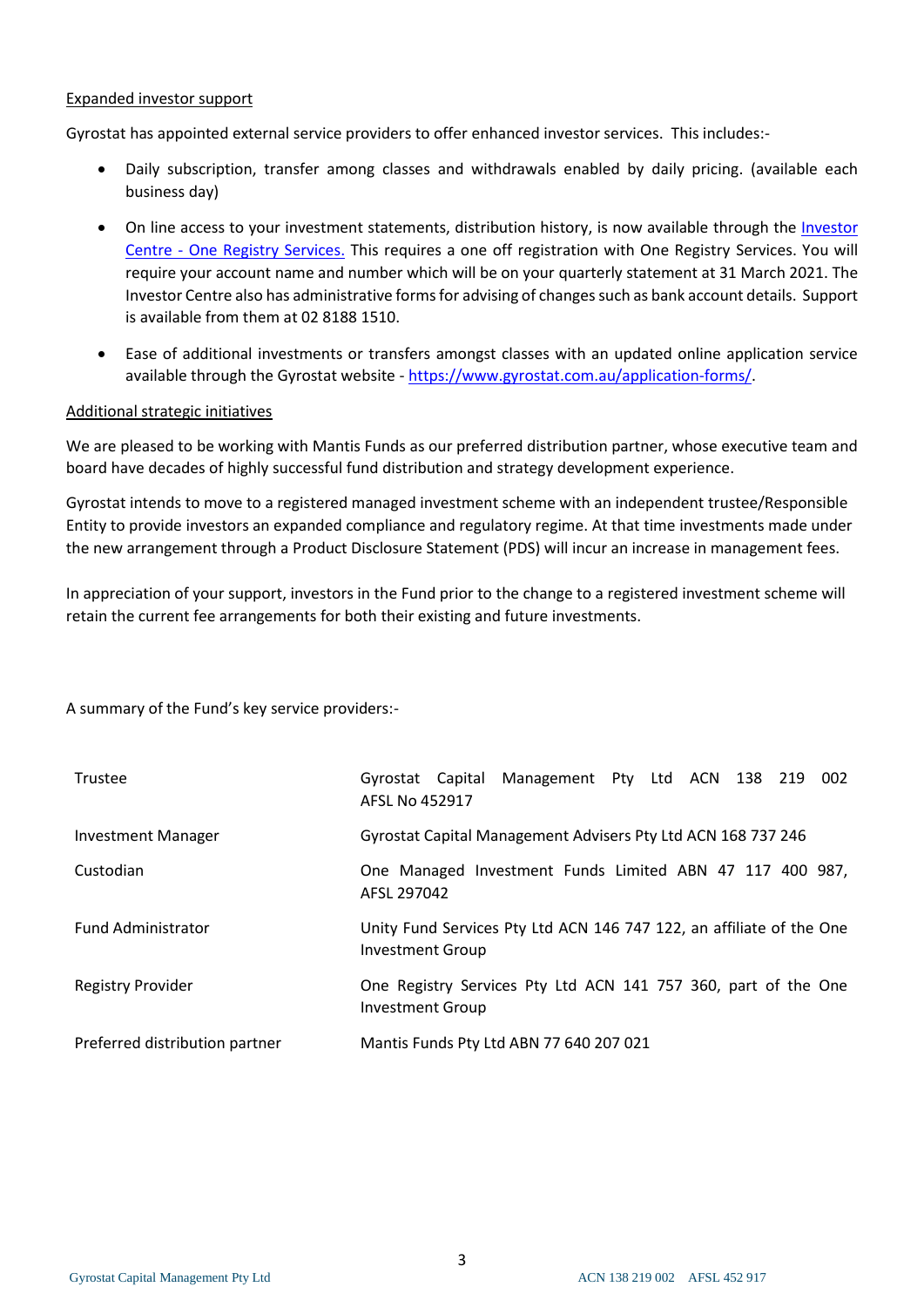Expanded investor support

Gyrostat has appointed external service providers to offer enhanced investor services. This includes:-

- Daily subscription, transfer among classes and withdrawals enabled by daily pricing. (available each business day)
- On line access to your investment statements, distribution history, is now available through the Investor Centre - One Registry Services. This requires a one off registration with One Registry Services. You will require your account name and number which will be on your quarterly statement at 31 March 2021. The Investor Centre also has administrative forms for advising of changes such as bank account details. Support is available from them at 02 8188 1510.
- Ease of additional investments or transfers amongst classes with an updated online application service available through the Gyrostat website - https://www.gyrostat.com.au/application-forms/.

Additional strategic initiatives

We are pleased to be working with Mantis Funds as our preferred distribution partner, whose executive team and board have decades of highly successful fund distribution and strategy development experience.

Gyrostat intends to move to a registered managed investment scheme with an independent trustee/Responsible Entity to provide investors an expanded compliance and regulatory regime. At that time investments made under the new arrangement through a Product Disclosure Statement (PDS) will incur an increase in management fees.

In appreciation of your support, investors in the Fund prior to the change to a registered investment scheme will retain the current fee arrangements for both their existing and future investments.

A summary of the Fund's key service providers:-

| | |
|---|---|
| Trustee | Gyrostat Capital Management Pty Ltd ACN 138 219 002 AFSL No 452917 |
| Investment Manager | Gyrostat Capital Management Advisers Pty Ltd ACN 168 737 246 |
| Custodian | One Managed Investment Funds Limited ABN 47 117 400 987, AFSL 297042 |
| Fund Administrator | Unity Fund Services Pty Ltd ACN 146 747 122, an affiliate of the One Investment Group |
| Registry Provider | One Registry Services Pty Ltd ACN 141 757 360, part of the One Investment Group |
| Preferred distribution partner | Mantis Funds Pty Ltd ABN 77 640 207 021 |